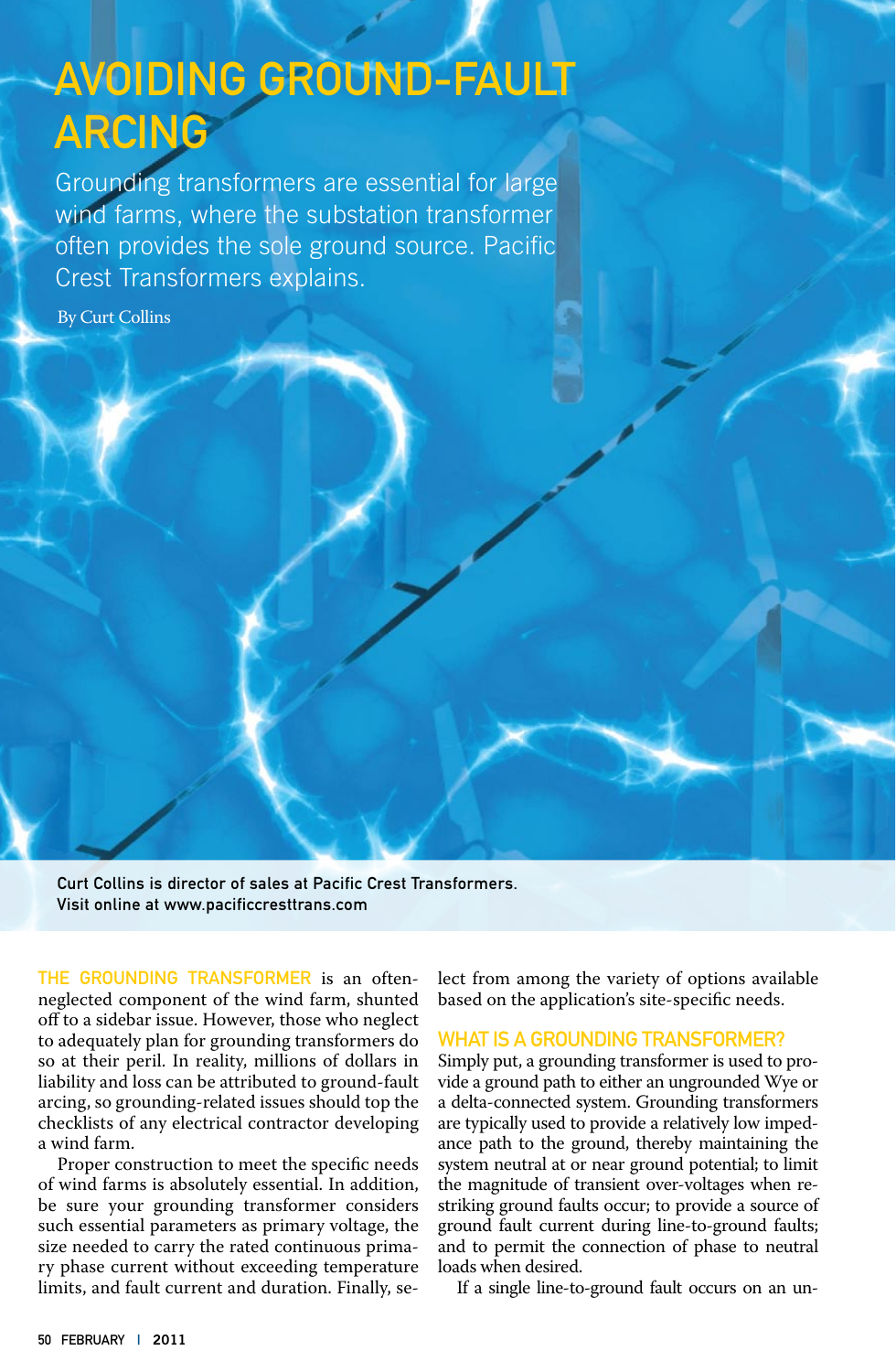# AVOIDING GROUND-FAULT ARCING

Grounding transformers are essential for large wind farms, where the substation transformer often provides the sole ground source. Pacific Crest Transformers explains.

By Curt Collins

Curt Collins is director of sales at Pacific Crest Transformers. Visit online at www.pacificcresttrans.com

THE GROUNDING TRANSFORMER is an often-neglected component of the wind farm, shunted off to a sidebar issue. However, those who neglect to adequately plan for grounding transformers do so at their peril. In reality, millions of dollars in liability and loss can be attributed to ground-fault arcing, so grounding-related issues should top the checklists of any electrical contractor developing a wind farm.

Proper construction to meet the specific needs of wind farms is absolutely essential. In addition, be sure your grounding transformer considers such essential parameters as primary voltage, the size needed to carry the rated continuous primary phase current without exceeding temperature limits, and fault current and duration. Finally, select from among the variety of options available based on the application's site-specific needs.

## WHAT IS A GROUNDING TRANSFORMER?

Simply put, a grounding transformer is used to provide a ground path to either an ungrounded Wye or a delta-connected system. Grounding transformers are typically used to provide a relatively low impedance path to the ground, thereby maintaining the system neutral at or near ground potential; to limit the magnitude of transient over-voltages when restriking ground faults occur; to provide a source of ground fault current during line-to-ground faults; and to permit the connection of phase to neutral loads when desired.

If a single line-to-ground fault occurs on an un-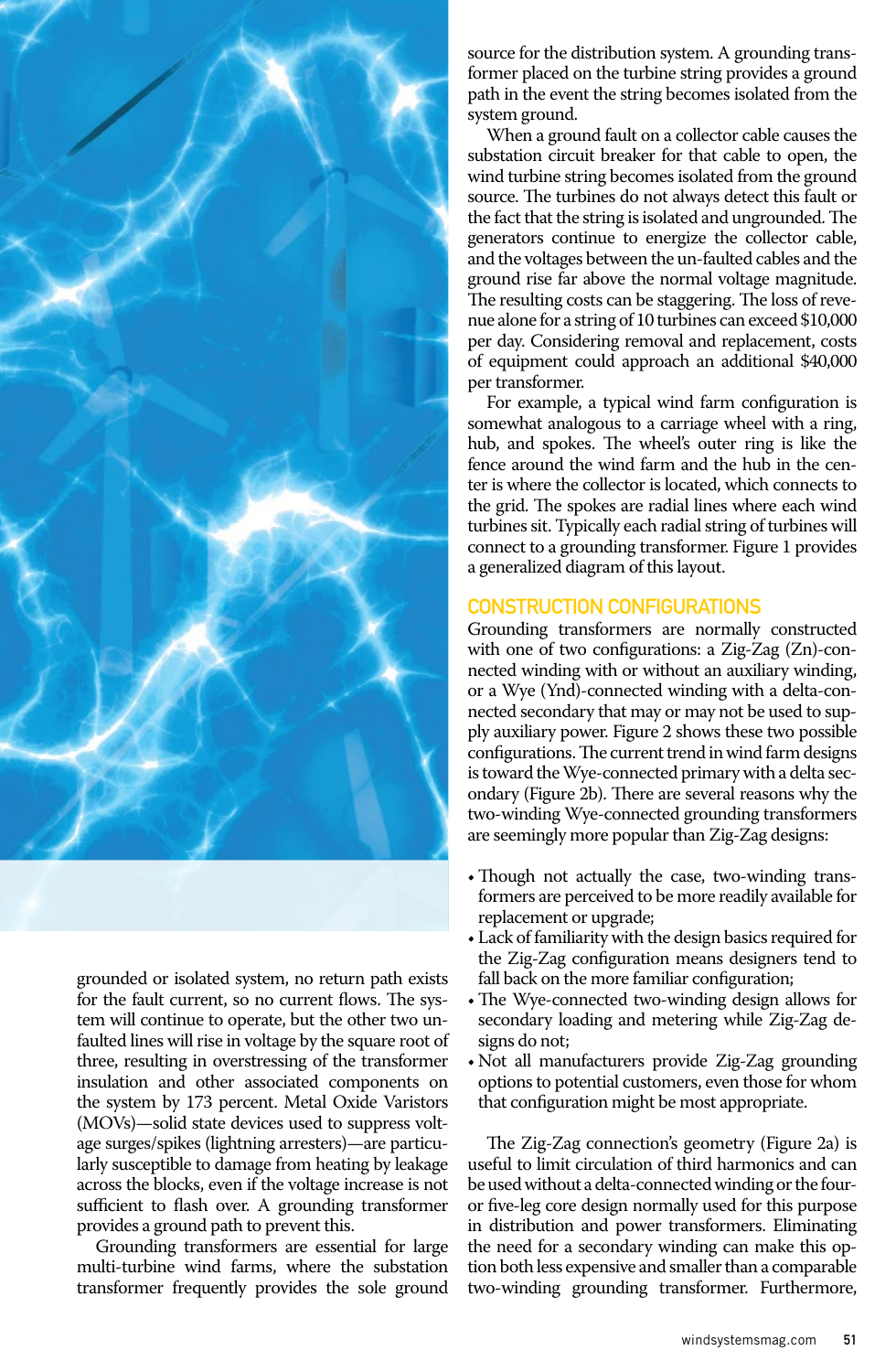grounded or isolated system, no return path exists for the fault current, so no current flows. The system will continue to operate, but the other two unfaulted lines will rise in voltage by the square root of three, resulting in overstressing of the transformer insulation and other associated components on the system by 173 percent. Metal Oxide Varistors (MOVs)—solid state devices used to suppress voltage surges/spikes (lightning arresters)—are particularly susceptible to damage from heating by leakage across the blocks, even if the voltage increase is not sufficient to flash over. A grounding transformer provides a ground path to prevent this.

Grounding transformers are essential for large multi-turbine wind farms, where the substation transformer frequently provides the sole ground source for the distribution system. A grounding transformer placed on the turbine string provides a ground path in the event the string becomes isolated from the system ground.

When a ground fault on a collector cable causes the substation circuit breaker for that cable to open, the wind turbine string becomes isolated from the ground source. The turbines do not always detect this fault or the fact that the string is isolated and ungrounded. The generators continue to energize the collector cable, and the voltages between the un-faulted cables and the ground rise far above the normal voltage magnitude. The resulting costs can be staggering. The loss of revenue alone for a string of 10 turbines can exceed $10,000 per day. Considering removal and replacement, costs of equipment could approach an additional $40,000 per transformer.

For example, a typical wind farm configuration is somewhat analogous to a carriage wheel with a ring, hub, and spokes. The wheel's outer ring is like the fence around the wind farm and the hub in the center is where the collector is located, which connects to the grid. The spokes are radial lines where each wind turbines sit. Typically each radial string of turbines will connect to a grounding transformer. Figure 1 provides a generalized diagram of this layout.

## CONSTRUCTION CONFIGURATIONS

Grounding transformers are normally constructed with one of two configurations: a Zig-Zag (Zn)-connected winding with or without an auxiliary winding, or a Wye (Ynd)-connected winding with a delta-connected secondary that may or may not be used to supply auxiliary power. Figure 2 shows these two possible configurations. The current trend in wind farm designs is toward the Wye-connected primary with a delta secondary (Figure 2b). There are several reasons why the two-winding Wye-connected grounding transformers are seemingly more popular than Zig-Zag designs:

- Though not actually the case, two-winding transformers are perceived to be more readily available for replacement or upgrade;
- Lack of familiarity with the design basics required for the Zig-Zag configuration means designers tend to fall back on the more familiar configuration;
- The Wye-connected two-winding design allows for secondary loading and metering while Zig-Zag designs do not;
- Not all manufacturers provide Zig-Zag grounding options to potential customers, even those for whom that configuration might be most appropriate.

The Zig-Zag connection's geometry (Figure 2a) is useful to limit circulation of third harmonics and can be used without a delta-connected winding or the four- or five-leg core design normally used for this purpose in distribution and power transformers. Eliminating the need for a secondary winding can make this option both less expensive and smaller than a comparable two-winding grounding transformer. Furthermore,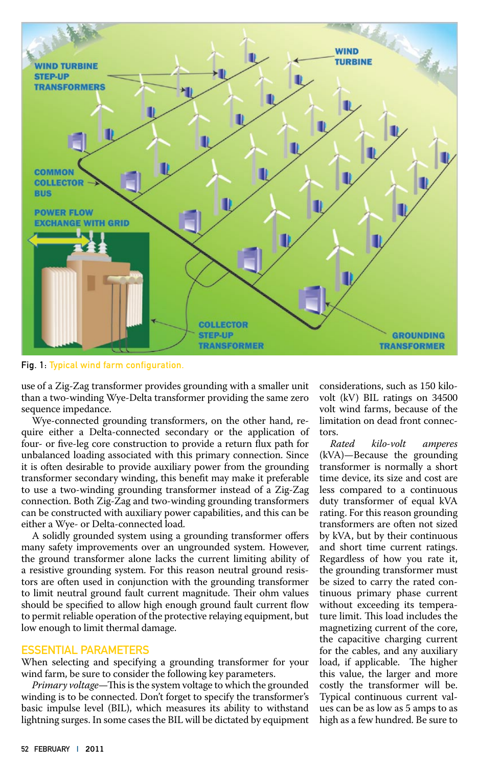Fig. 1: Typical wind farm configuration.

use of a Zig-Zag transformer provides grounding with a smaller unit than a two-winding Wye-Delta transformer providing the same zero sequence impedance.

Wye-connected grounding transformers, on the other hand, require either a Delta-connected secondary or the application of four- or five-leg core construction to provide a return flux path for unbalanced loading associated with this primary connection. Since it is often desirable to provide auxiliary power from the grounding transformer secondary winding, this benefit may make it preferable to use a two-winding grounding transformer instead of a Zig-Zag connection. Both Zig-Zag and two-winding grounding transformers can be constructed with auxiliary power capabilities, and this can be either a Wye- or Delta-connected load.

A solidly grounded system using a grounding transformer offers many safety improvements over an ungrounded system. However, the ground transformer alone lacks the current limiting ability of a resistive grounding system. For this reason neutral ground resistors are often used in conjunction with the grounding transformer to limit neutral ground fault current magnitude. Their ohm values should be specified to allow high enough ground fault current flow to permit reliable operation of the protective relaying equipment, but low enough to limit thermal damage.

## ESSENTIAL PARAMETERS

When selecting and specifying a grounding transformer for your wind farm, be sure to consider the following key parameters.

*Primary voltage*—This is the system voltage to which the grounded winding is to be connected. Don't forget to specify the transformer's basic impulse level (BIL), which measures its ability to withstand lightning surges. In some cases the BIL will be dictated by equipment considerations, such as 150 kilovolt (kV) BIL ratings on 34500 volt wind farms, because of the limitation on dead front connectors.

*Rated kilo-volt amperes* (kVA)—Because the grounding transformer is normally a short time device, its size and cost are less compared to a continuous duty transformer of equal kVA rating. For this reason grounding transformers are often not sized by kVA, but by their continuous and short time current ratings. Regardless of how you rate it, the grounding transformer must be sized to carry the rated continuous primary phase current without exceeding its temperature limit. This load includes the magnetizing current of the core, the capacitive charging current for the cables, and any auxiliary load, if applicable. The higher this value, the larger and more costly the transformer will be. Typical continuous current values can be as low as 5 amps to as high as a few hundred. Be sure to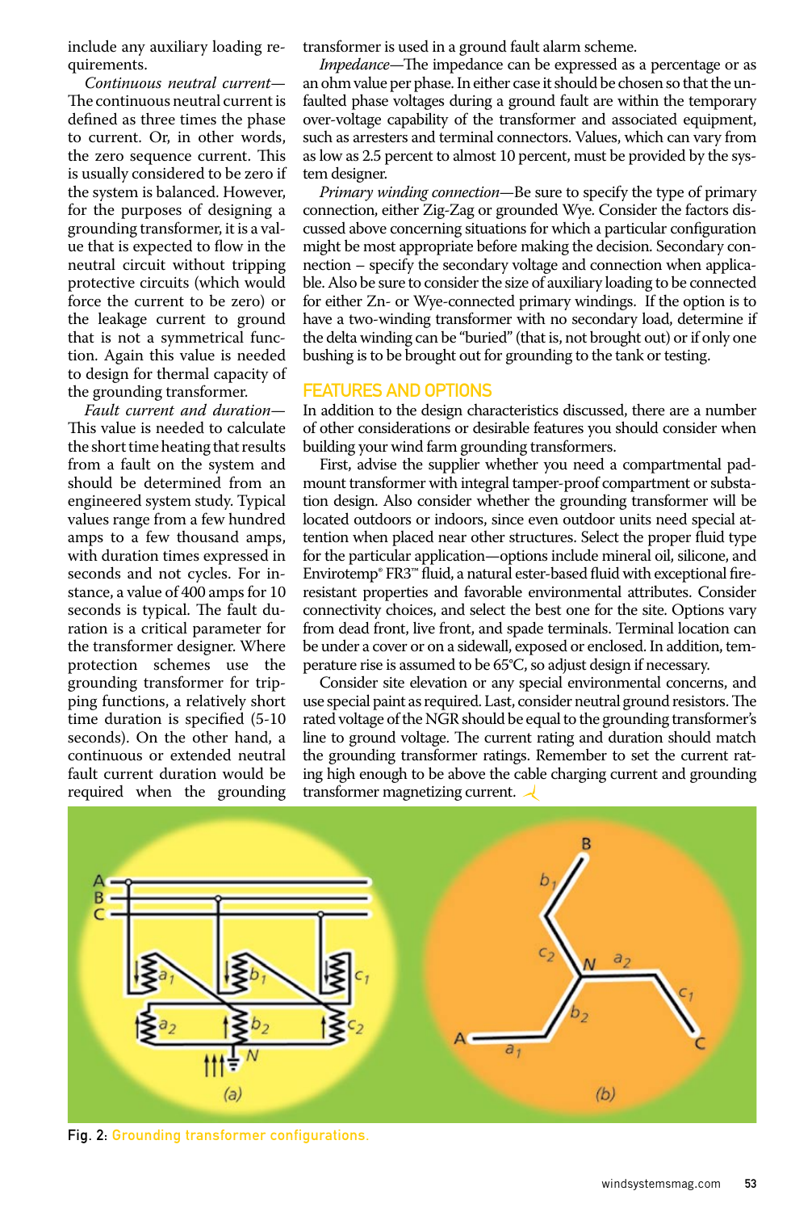include any auxiliary loading requirements.

*Continuous neutral current*—The continuous neutral current is defined as three times the phase to current. Or, in other words, the zero sequence current. This is usually considered to be zero if the system is balanced. However, for the purposes of designing a grounding transformer, it is a value that is expected to flow in the neutral circuit without tripping protective circuits (which would force the current to be zero) or the leakage current to ground that is not a symmetrical function. Again this value is needed to design for thermal capacity of the grounding transformer.

*Fault current and duration*—This value is needed to calculate the short time heating that results from a fault on the system and should be determined from an engineered system study. Typical values range from a few hundred amps to a few thousand amps, with duration times expressed in seconds and not cycles. For instance, a value of 400 amps for 10 seconds is typical. The fault duration is a critical parameter for the transformer designer. Where protection schemes use the grounding transformer for tripping functions, a relatively short time duration is specified (5-10 seconds). On the other hand, a continuous or extended neutral fault current duration would be required when the grounding transformer is used in a ground fault alarm scheme.

*Impedance*—The impedance can be expressed as a percentage or as an ohm value per phase. In either case it should be chosen so that the unfaulted phase voltages during a ground fault are within the temporary over-voltage capability of the transformer and associated equipment, such as arresters and terminal connectors. Values, which can vary from as low as 2.5 percent to almost 10 percent, must be provided by the system designer.

*Primary winding connection*—Be sure to specify the type of primary connection, either Zig-Zag or grounded Wye. Consider the factors discussed above concerning situations for which a particular configuration might be most appropriate before making the decision. Secondary connection – specify the secondary voltage and connection when applicable. Also be sure to consider the size of auxiliary loading to be connected for either Zn- or Wye-connected primary windings. If the option is to have a two-winding transformer with no secondary load, determine if the delta winding can be "buried" (that is, not brought out) or if only one bushing is to be brought out for grounding to the tank or testing.

## FEATURES AND OPTIONS

In addition to the design characteristics discussed, there are a number of other considerations or desirable features you should consider when building your wind farm grounding transformers.

First, advise the supplier whether you need a compartmental pad-mount transformer with integral tamper-proof compartment or substation design. Also consider whether the grounding transformer will be located outdoors or indoors, since even outdoor units need special attention when placed near other structures. Select the proper fluid type for the particular application—options include mineral oil, silicone, and Envirotemp® FR3™ fluid, a natural ester-based fluid with exceptional fire-resistant properties and favorable environmental attributes. Consider connectivity choices, and select the best one for the site. Options vary from dead front, live front, and spade terminals. Terminal location can be under a cover or on a sidewall, exposed or enclosed. In addition, temperature rise is assumed to be 65°C, so adjust design if necessary.

Consider site elevation or any special environmental concerns, and use special paint as required. Last, consider neutral ground resistors. The rated voltage of the NGR should be equal to the grounding transformer's line to ground voltage. The current rating and duration should match the grounding transformer ratings. Remember to set the current rating high enough to be above the cable charging current and grounding transformer magnetizing current.

A
B
C
$a_1$ $b_1$ $c_1$
$a_2$ $b_2$ $c_2$
N
(a)

B
$b_1$
$c_2$
N
$a_2$
$c_1$
$b_2$
A
$a_1$
C
(b)

Fig. 2: Grounding transformer configurations.